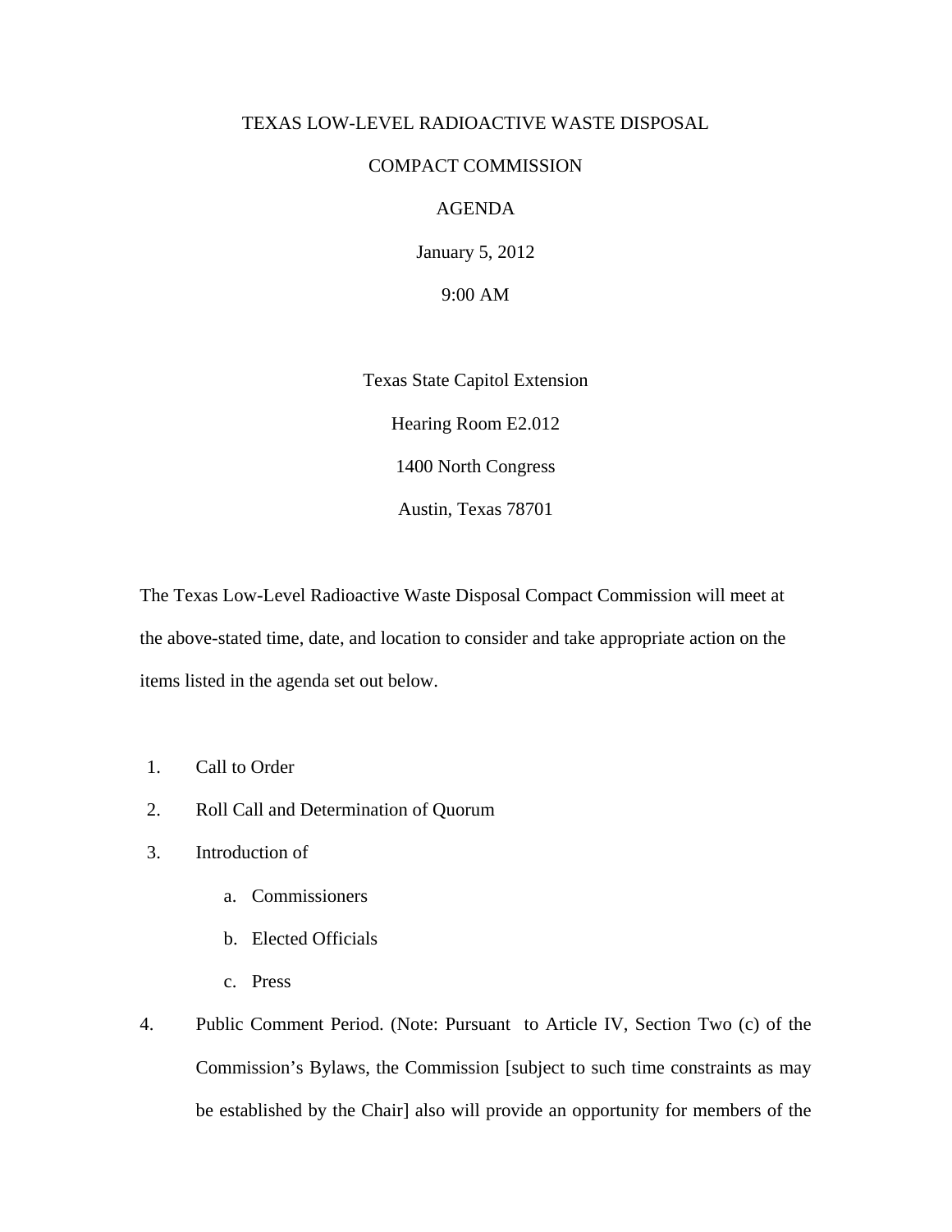# TEXAS LOW-LEVEL RADIOACTIVE WASTE DISPOSAL

# COMPACT COMMISSION

## AGENDA

January 5, 2012

9:00 AM

Texas State Capitol Extension

Hearing Room E2.012

1400 North Congress

Austin, Texas 78701

The Texas Low-Level Radioactive Waste Disposal Compact Commission will meet at the above-stated time, date, and location to consider and take appropriate action on the items listed in the agenda set out below.

1. Call to Order
2. Roll Call and Determination of Quorum
3. Introduction of
   a. Commissioners
   b. Elected Officials
   c. Press
4. Public Comment Period. (Note: Pursuant to Article IV, Section Two (c) of the Commission's Bylaws, the Commission [subject to such time constraints as may be established by the Chair] also will provide an opportunity for members of the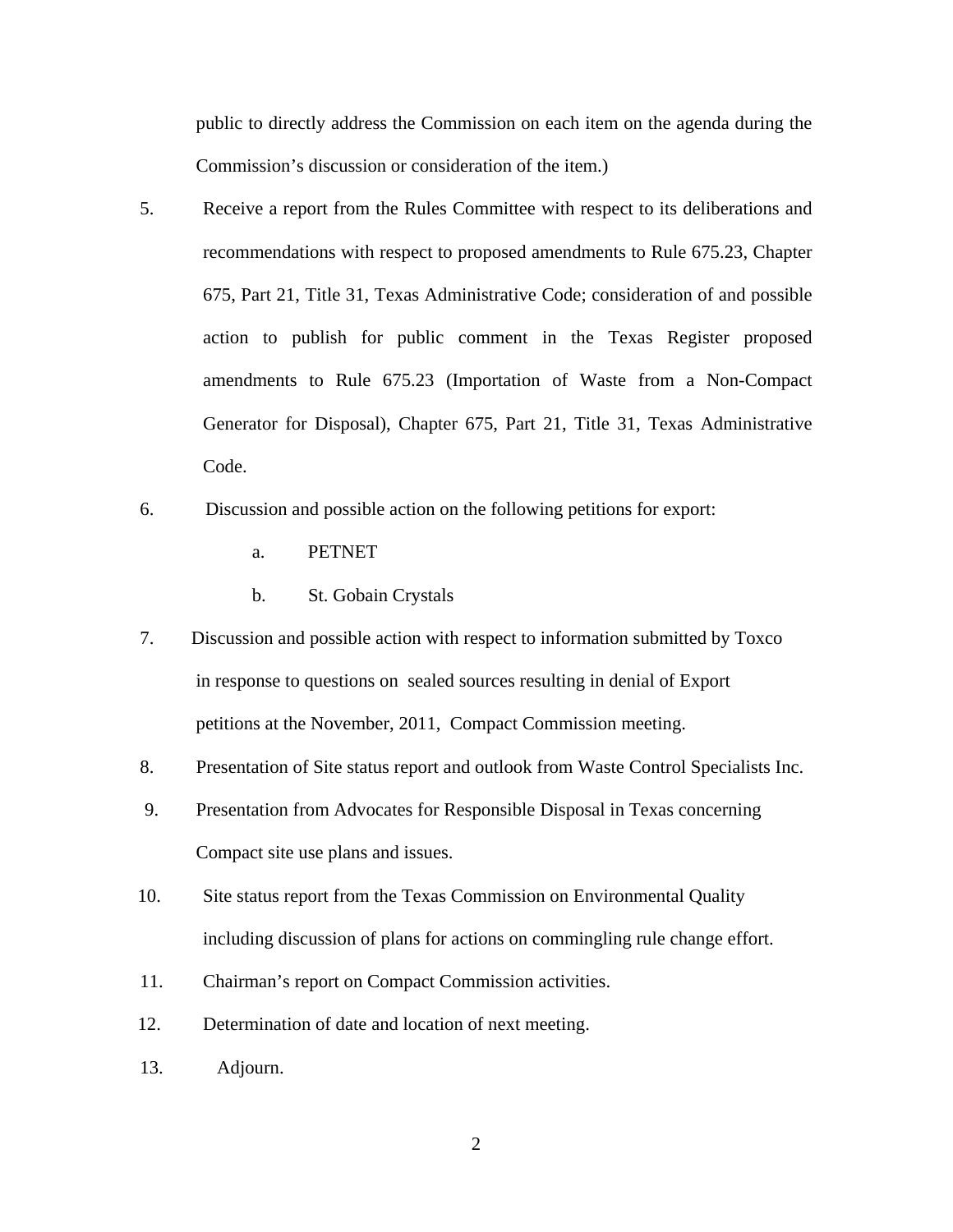public to directly address the Commission on each item on the agenda during the Commission's discussion or consideration of the item.)

5. Receive a report from the Rules Committee with respect to its deliberations and recommendations with respect to proposed amendments to Rule 675.23, Chapter 675, Part 21, Title 31, Texas Administrative Code; consideration of and possible action to publish for public comment in the Texas Register proposed amendments to Rule 675.23 (Importation of Waste from a Non-Compact Generator for Disposal), Chapter 675, Part 21, Title 31, Texas Administrative Code.

6. Discussion and possible action on the following petitions for export:

   a. PETNET

   b. St. Gobain Crystals

7. Discussion and possible action with respect to information submitted by Toxco in response to questions on sealed sources resulting in denial of Export petitions at the November, 2011, Compact Commission meeting.

8. Presentation of Site status report and outlook from Waste Control Specialists Inc.

9. Presentation from Advocates for Responsible Disposal in Texas concerning Compact site use plans and issues.

10. Site status report from the Texas Commission on Environmental Quality including discussion of plans for actions on commingling rule change effort.

11. Chairman's report on Compact Commission activities.

12. Determination of date and location of next meeting.

13. Adjourn.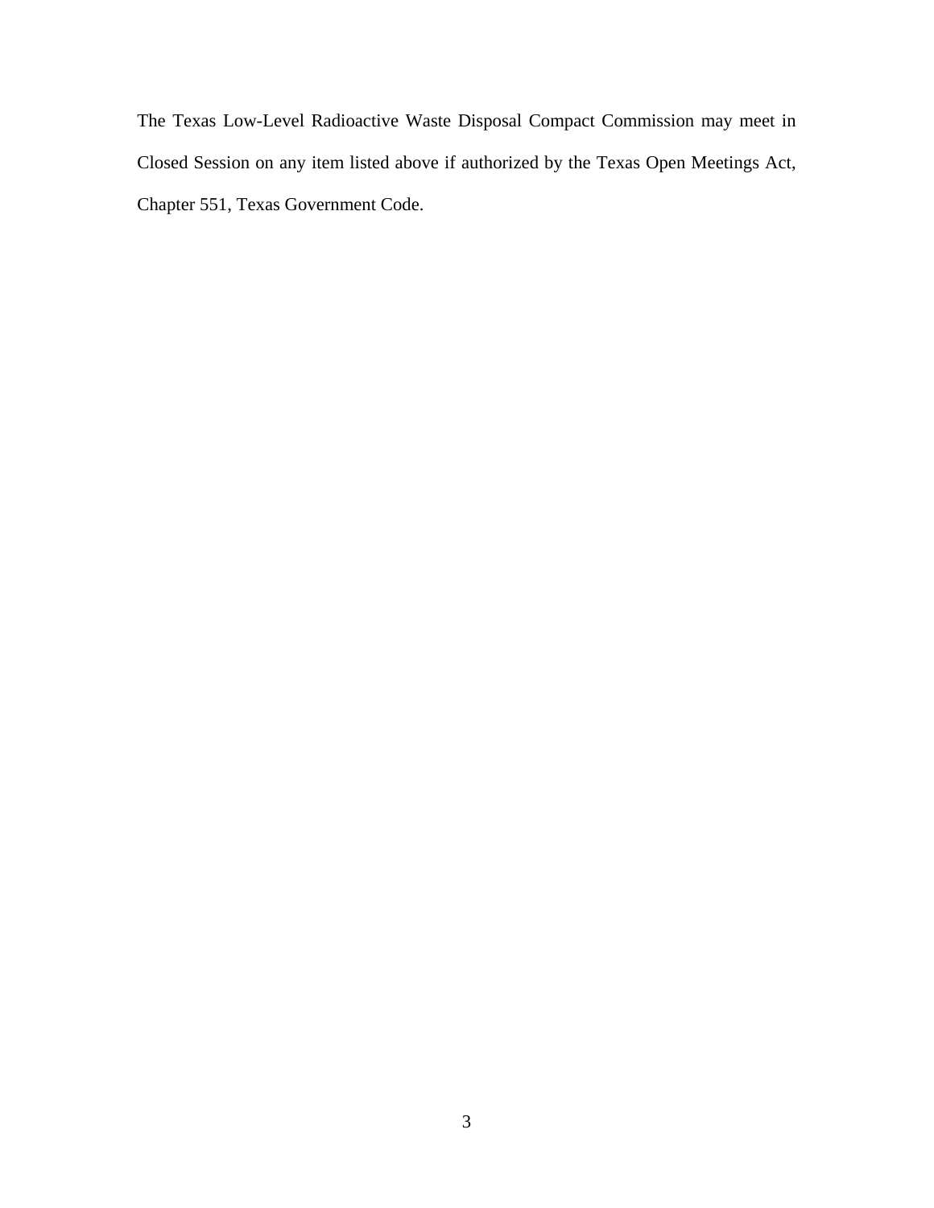The Texas Low-Level Radioactive Waste Disposal Compact Commission may meet in Closed Session on any item listed above if authorized by the Texas Open Meetings Act, Chapter 551, Texas Government Code.